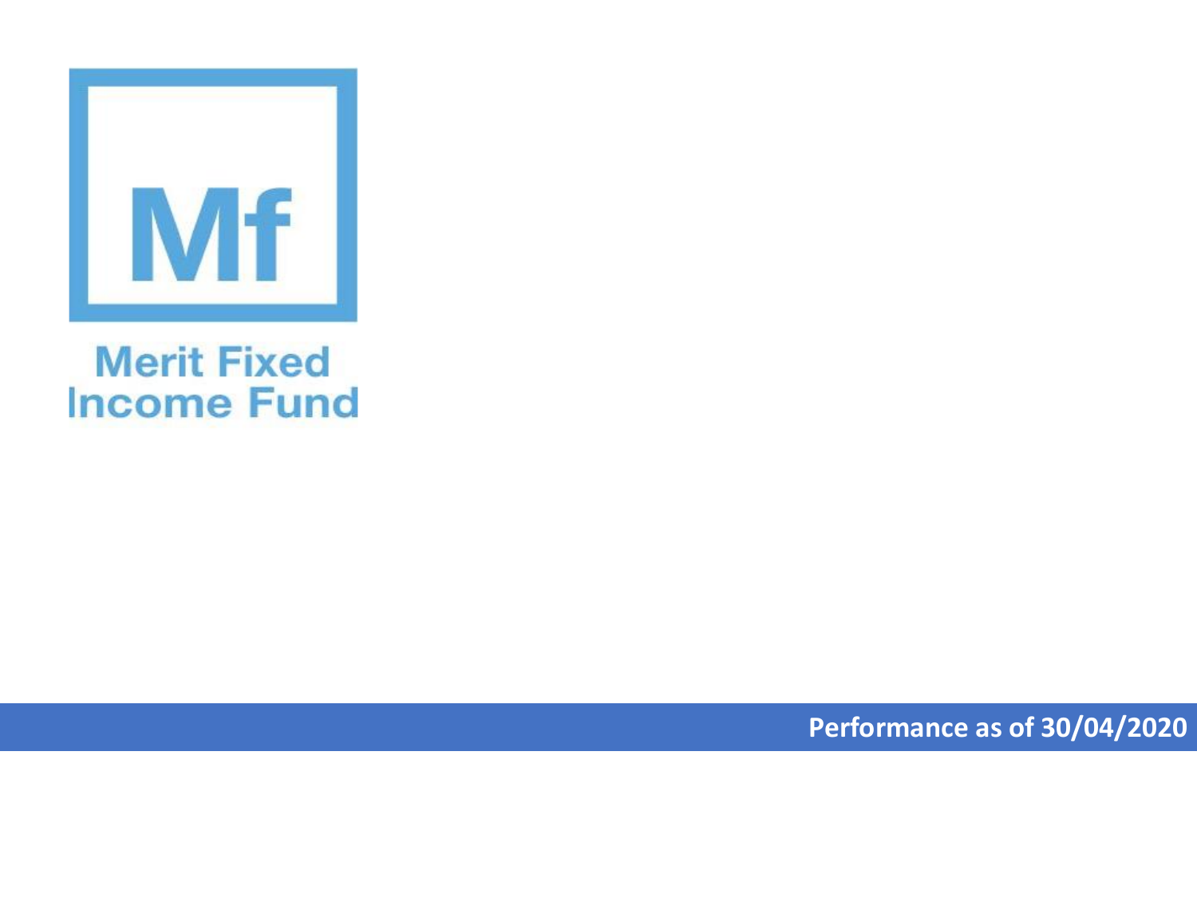Mf

# Merit Fixed Income Fund

**Performance as of 30/04/2020**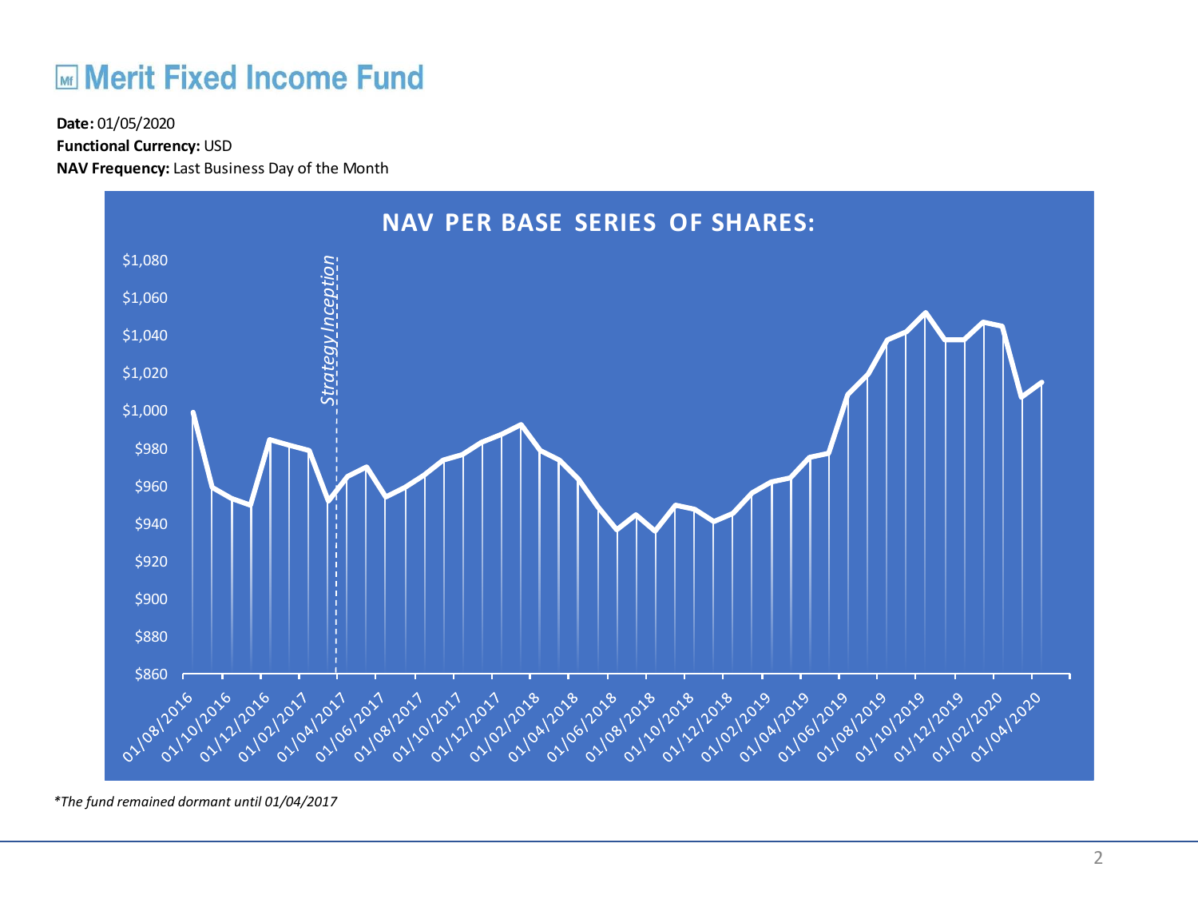# Merit Fixed Income Fund

**Date:** 01/05/2020
**Functional Currency:** USD
**NAV Frequency:** Last Business Day of the Month

NAV PER BASE SERIES OF SHARES:

$1,080
$1,060
$1,040
$1,020
$1,000
$980
$960
$940
$920
$900
$880
$860

*Strategy Inception*

01/08/2016
01/10/2016
01/12/2016
01/02/2017
01/04/2017
01/06/2017
01/08/2017
01/10/2017
01/12/2017
01/02/2018
01/04/2018
01/06/2018
01/08/2018
01/10/2018
01/12/2018
01/02/2019
01/04/2019
01/06/2019
01/08/2019
01/10/2019
01/12/2019
01/02/2020
01/04/2020

*\*The fund remained dormant until 01/04/2017*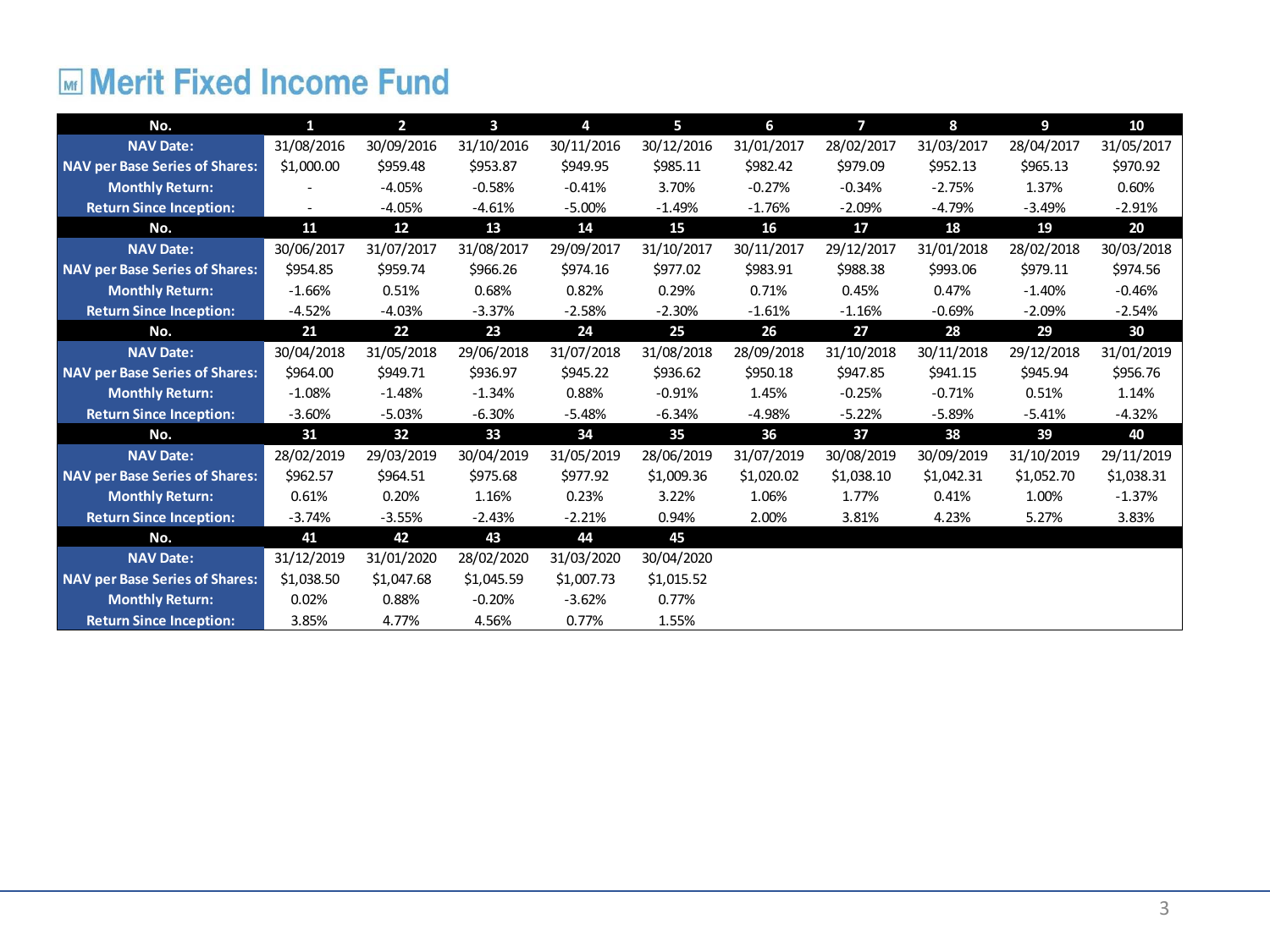# Merit Fixed Income Fund

| No. | 1 | 2 | 3 | 4 | 5 | 6 | 7 | 8 | 9 | 10 |
|---|---|---|---|---|---|---|---|---|---|---|
| NAV Date: | 31/08/2016 | 30/09/2016 | 31/10/2016 | 30/11/2016 | 30/12/2016 | 31/01/2017 | 28/02/2017 | 31/03/2017 | 28/04/2017 | 31/05/2017 |
| NAV per Base Series of Shares: | $1,000.00 | $959.48 | $953.87 | $949.95 | $985.11 | $982.42 | $979.09 | $952.13 | $965.13 | $970.92 |
| Monthly Return: | - | -4.05% | -0.58% | -0.41% | 3.70% | -0.27% | -0.34% | -2.75% | 1.37% | 0.60% |
| Return Since Inception: | - | -4.05% | -4.61% | -5.00% | -1.49% | -1.76% | -2.09% | -4.79% | -3.49% | -2.91% |
| No. | 11 | 12 | 13 | 14 | 15 | 16 | 17 | 18 | 19 | 20 |
| NAV Date: | 30/06/2017 | 31/07/2017 | 31/08/2017 | 29/09/2017 | 31/10/2017 | 30/11/2017 | 29/12/2017 | 31/01/2018 | 28/02/2018 | 30/03/2018 |
| NAV per Base Series of Shares: | $954.85 | $959.74 | $966.26 | $974.16 | $977.02 | $983.91 | $988.38 | $993.06 | $979.11 | $974.56 |
| Monthly Return: | -1.66% | 0.51% | 0.68% | 0.82% | 0.29% | 0.71% | 0.45% | 0.47% | -1.40% | -0.46% |
| Return Since Inception: | -4.52% | -4.03% | -3.37% | -2.58% | -2.30% | -1.61% | -1.16% | -0.69% | -2.09% | -2.54% |
| No. | 21 | 22 | 23 | 24 | 25 | 26 | 27 | 28 | 29 | 30 |
| NAV Date: | 30/04/2018 | 31/05/2018 | 29/06/2018 | 31/07/2018 | 31/08/2018 | 28/09/2018 | 31/10/2018 | 30/11/2018 | 29/12/2018 | 31/01/2019 |
| NAV per Base Series of Shares: | $964.00 | $949.71 | $936.97 | $945.22 | $936.62 | $950.18 | $947.85 | $941.15 | $945.94 | $956.76 |
| Monthly Return: | -1.08% | -1.48% | -1.34% | 0.88% | -0.91% | 1.45% | -0.25% | -0.71% | 0.51% | 1.14% |
| Return Since Inception: | -3.60% | -5.03% | -6.30% | -5.48% | -6.34% | -4.98% | -5.22% | -5.89% | -5.41% | -4.32% |
| No. | 31 | 32 | 33 | 34 | 35 | 36 | 37 | 38 | 39 | 40 |
| NAV Date: | 28/02/2019 | 29/03/2019 | 30/04/2019 | 31/05/2019 | 28/06/2019 | 31/07/2019 | 30/08/2019 | 30/09/2019 | 31/10/2019 | 29/11/2019 |
| NAV per Base Series of Shares: | $962.57 | $964.51 | $975.68 | $977.92 | $1,009.36 | $1,020.02 | $1,038.10 | $1,042.31 | $1,052.70 | $1,038.31 |
| Monthly Return: | 0.61% | 0.20% | 1.16% | 0.23% | 3.22% | 1.06% | 1.77% | 0.41% | 1.00% | -1.37% |
| Return Since Inception: | -3.74% | -3.55% | -2.43% | -2.21% | 0.94% | 2.00% | 3.81% | 4.23% | 5.27% | 3.83% |
| No. | 41 | 42 | 43 | 44 | 45 | | | | | |
| NAV Date: | 31/12/2019 | 31/01/2020 | 28/02/2020 | 31/03/2020 | 30/04/2020 | | | | | |
| NAV per Base Series of Shares: | $1,038.50 | $1,047.68 | $1,045.59 | $1,007.73 | $1,015.52 | | | | | |
| Monthly Return: | 0.02% | 0.88% | -0.20% | -3.62% | 0.77% | | | | | |
| Return Since Inception: | 3.85% | 4.77% | 4.56% | 0.77% | 1.55% | | | | | |